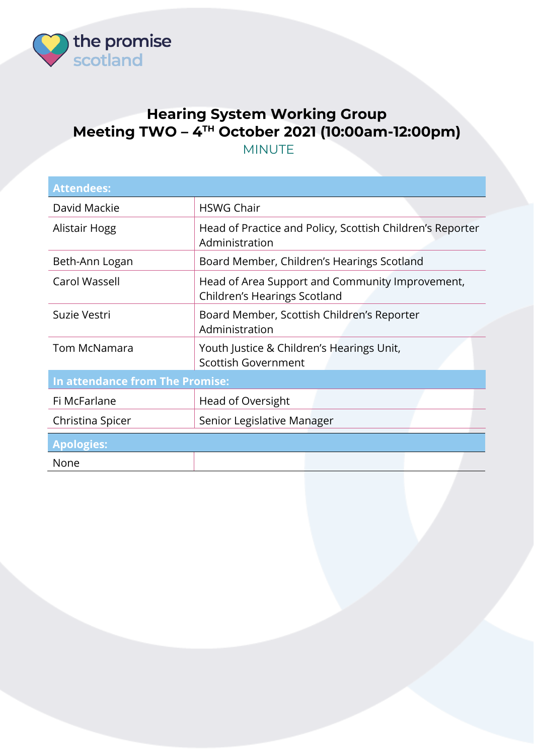the promise scotland

# Hearing System Working Group
# Meeting TWO – 4TH October 2021 (10:00am-12:00pm)

MINUTE

| **Attendees:** | |
|---|---|
| David Mackie | HSWG Chair |
| Alistair Hogg | Head of Practice and Policy, Scottish Children's Reporter Administration |
| Beth-Ann Logan | Board Member, Children's Hearings Scotland |
| Carol Wassell | Head of Area Support and Community Improvement, Children's Hearings Scotland |
| Suzie Vestri | Board Member, Scottish Children's Reporter Administration |
| Tom McNamara | Youth Justice & Children's Hearings Unit, Scottish Government |
| **In attendance from The Promise:** | |
| Fi McFarlane | Head of Oversight |
| Christina Spicer | Senior Legislative Manager |

| **Apologies:** | |
|---|---|
| None | |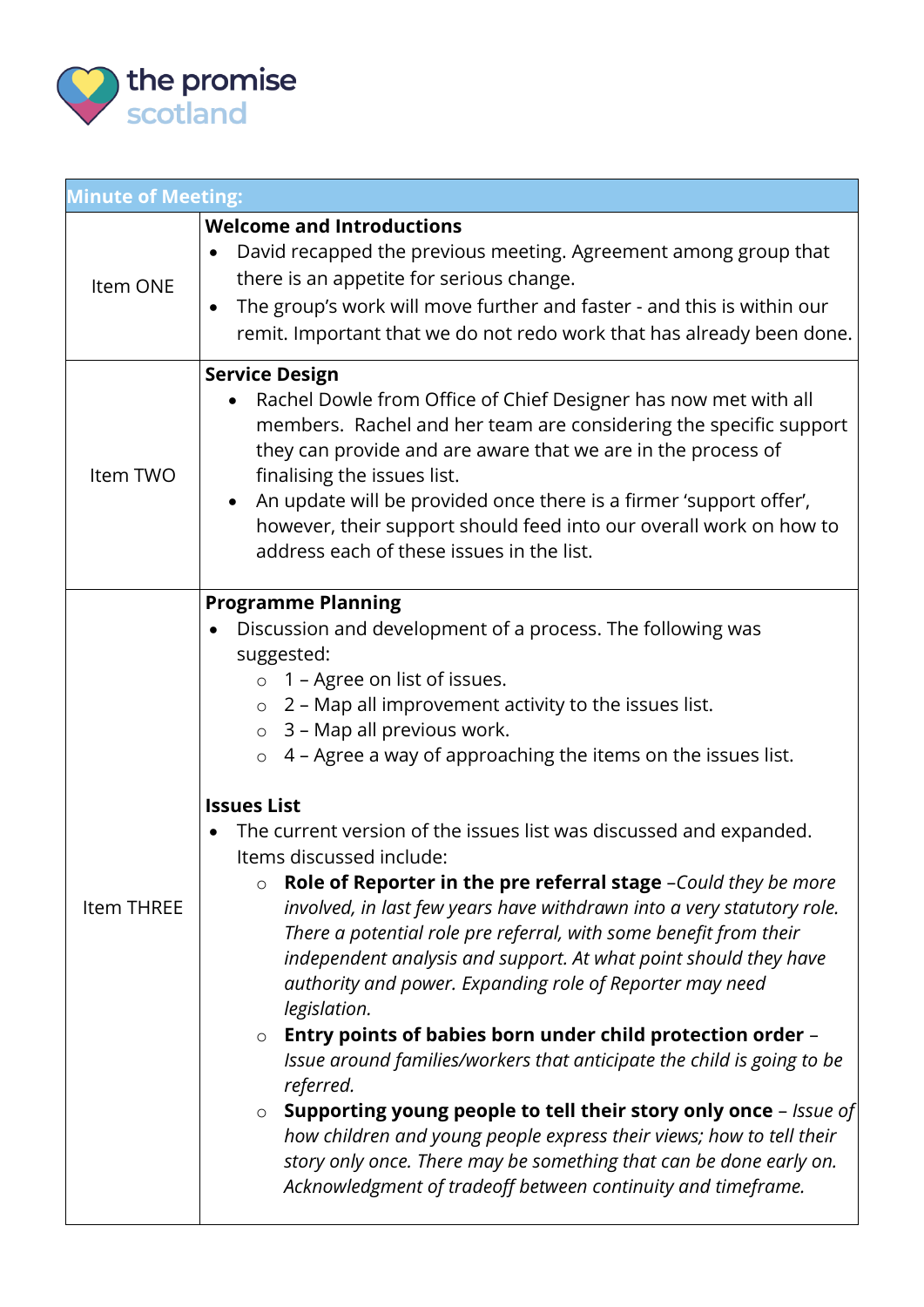the promise scotland

| Minute of Meeting: | |
|---|---|
| Item ONE | **Welcome and Introductions**<br>• David recapped the previous meeting. Agreement among group that there is an appetite for serious change.<br>• The group's work will move further and faster - and this is within our remit. Important that we do not redo work that has already been done. |
| Item TWO | **Service Design**<br>• Rachel Dowle from Office of Chief Designer has now met with all members. Rachel and her team are considering the specific support they can provide and are aware that we are in the process of finalising the issues list.<br>• An update will be provided once there is a firmer 'support offer', however, their support should feed into our overall work on how to address each of these issues in the list. |
| Item THREE | **Programme Planning**<br>• Discussion and development of a process. The following was suggested:<br>  ○ 1 – Agree on list of issues.<br>  ○ 2 – Map all improvement activity to the issues list.<br>  ○ 3 – Map all previous work.<br>  ○ 4 – Agree a way of approaching the items on the issues list.<br><br>**Issues List**<br>• The current version of the issues list was discussed and expanded. Items discussed include:<br>  ○ **Role of Reporter in the pre referral stage** –*Could they be more involved, in last few years have withdrawn into a very statutory role. There a potential role pre referral, with some benefit from their independent analysis and support. At what point should they have authority and power. Expanding role of Reporter may need legislation.*<br>  ○ **Entry points of babies born under child protection order** – *Issue around families/workers that anticipate the child is going to be referred.*<br>  ○ **Supporting young people to tell their story only once** – *Issue of how children and young people express their views; how to tell their story only once. There may be something that can be done early on. Acknowledgment of tradeoff between continuity and timeframe.* |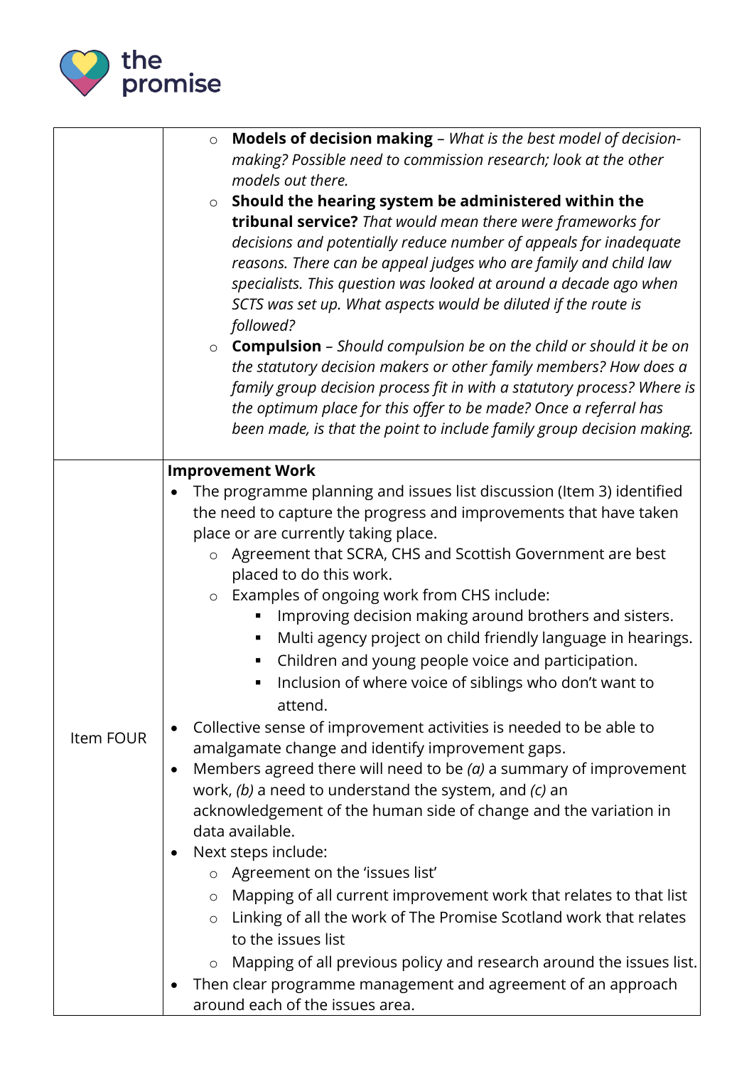| | |
|---|---|
| | ◦ **Models of decision making** – *What is the best model of decision-making? Possible need to commission research; look at the other models out there.*<br>◦ **Should the hearing system be administered within the tribunal service?** *That would mean there were frameworks for decisions and potentially reduce number of appeals for inadequate reasons. There can be appeal judges who are family and child law specialists. This question was looked at around a decade ago when SCTS was set up. What aspects would be diluted if the route is followed?*<br>◦ **Compulsion** – *Should compulsion be on the child or should it be on the statutory decision makers or other family members? How does a family group decision process fit in with a statutory process? Where is the optimum place for this offer to be made? Once a referral has been made, is that the point to include family group decision making.* |
| Item FOUR | **Improvement Work**<br>• The programme planning and issues list discussion (Item 3) identified the need to capture the progress and improvements that have taken place or are currently taking place.<br>◦ Agreement that SCRA, CHS and Scottish Government are best placed to do this work.<br>◦ Examples of ongoing work from CHS include:<br>▪ Improving decision making around brothers and sisters.<br>▪ Multi agency project on child friendly language in hearings.<br>▪ Children and young people voice and participation.<br>▪ Inclusion of where voice of siblings who don't want to attend.<br>• Collective sense of improvement activities is needed to be able to amalgamate change and identify improvement gaps.<br>• Members agreed there will need to be *(a)* a summary of improvement work, *(b)* a need to understand the system, and *(c)* an acknowledgement of the human side of change and the variation in data available.<br>• Next steps include:<br>◦ Agreement on the 'issues list'<br>◦ Mapping of all current improvement work that relates to that list<br>◦ Linking of all the work of The Promise Scotland work that relates to the issues list<br>◦ Mapping of all previous policy and research around the issues list.<br>• Then clear programme management and agreement of an approach around each of the issues area. |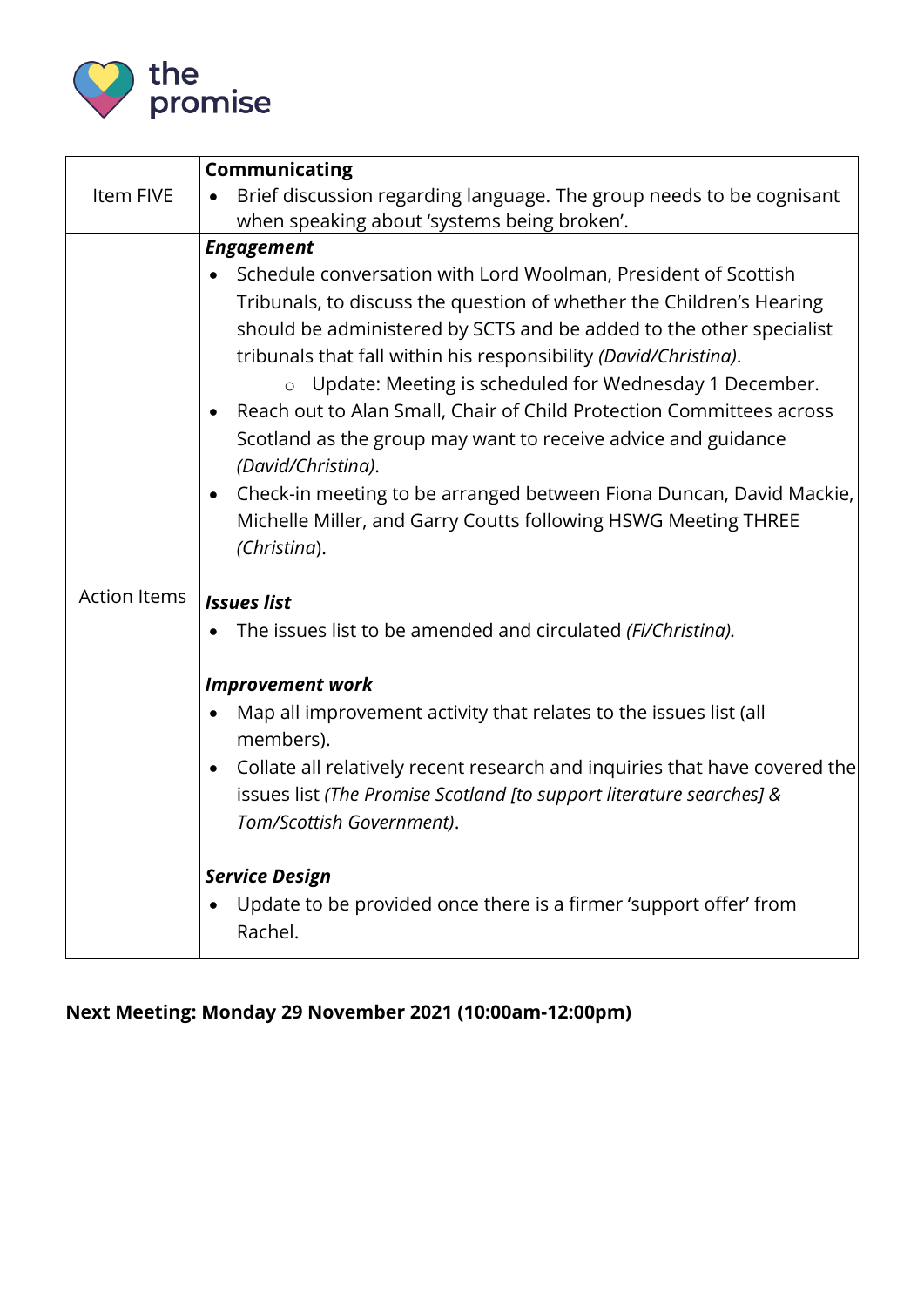| | |
|---|---|
| Item FIVE | **Communicating**<br>• Brief discussion regarding language. The group needs to be cognisant when speaking about 'systems being broken'. |
| Action Items | ***Engagement***<br>• Schedule conversation with Lord Woolman, President of Scottish Tribunals, to discuss the question of whether the Children's Hearing should be administered by SCTS and be added to the other specialist tribunals that fall within his responsibility *(David/Christina)*.<br>&nbsp;&nbsp;&nbsp;&nbsp;○ Update: Meeting is scheduled for Wednesday 1 December.<br>• Reach out to Alan Small, Chair of Child Protection Committees across Scotland as the group may want to receive advice and guidance *(David/Christina)*.<br>• Check-in meeting to be arranged between Fiona Duncan, David Mackie, Michelle Miller, and Garry Coutts following HSWG Meeting THREE *(Christina)*.<br><br>***Issues list***<br>• The issues list to be amended and circulated *(Fi/Christina).*<br><br>***Improvement work***<br>• Map all improvement activity that relates to the issues list (all members).<br>• Collate all relatively recent research and inquiries that have covered the issues list *(The Promise Scotland [to support literature searches] & Tom/Scottish Government)*.<br><br>***Service Design***<br>• Update to be provided once there is a firmer 'support offer' from Rachel. |

**Next Meeting: Monday 29 November 2021 (10:00am-12:00pm)**